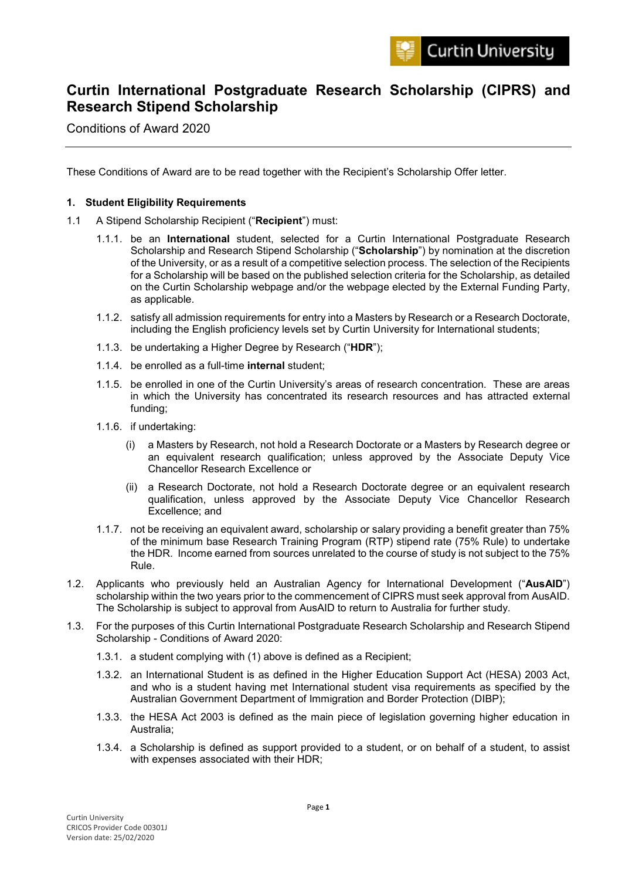# Curtin International Postgraduate Research Scholarship (CIPRS) and Research Stipend Scholarship

Conditions of Award 2020

These Conditions of Award are to be read together with the Recipient's Scholarship Offer letter.

## 1. Student Eligibility Requirements

1.1 A Stipend Scholarship Recipient ("**Recipient**") must:

1.1.1. be an **International** student, selected for a Curtin International Postgraduate Research Scholarship and Research Stipend Scholarship ("**Scholarship**") by nomination at the discretion of the University, or as a result of a competitive selection process. The selection of the Recipients for a Scholarship will be based on the published selection criteria for the Scholarship, as detailed on the Curtin Scholarship webpage and/or the webpage elected by the External Funding Party, as applicable.

1.1.2. satisfy all admission requirements for entry into a Masters by Research or a Research Doctorate, including the English proficiency levels set by Curtin University for International students;

1.1.3. be undertaking a Higher Degree by Research ("**HDR**");

1.1.4. be enrolled as a full-time **internal** student;

1.1.5. be enrolled in one of the Curtin University's areas of research concentration. These are areas in which the University has concentrated its research resources and has attracted external funding;

1.1.6. if undertaking:

(i) a Masters by Research, not hold a Research Doctorate or a Masters by Research degree or an equivalent research qualification; unless approved by the Associate Deputy Vice Chancellor Research Excellence or

(ii) a Research Doctorate, not hold a Research Doctorate degree or an equivalent research qualification, unless approved by the Associate Deputy Vice Chancellor Research Excellence; and

1.1.7. not be receiving an equivalent award, scholarship or salary providing a benefit greater than 75% of the minimum base Research Training Program (RTP) stipend rate (75% Rule) to undertake the HDR. Income earned from sources unrelated to the course of study is not subject to the 75% Rule.

1.2. Applicants who previously held an Australian Agency for International Development ("**AusAID**") scholarship within the two years prior to the commencement of CIPRS must seek approval from AusAID. The Scholarship is subject to approval from AusAID to return to Australia for further study.

1.3. For the purposes of this Curtin International Postgraduate Research Scholarship and Research Stipend Scholarship - Conditions of Award 2020:

1.3.1. a student complying with (1) above is defined as a Recipient;

1.3.2. an International Student is as defined in the Higher Education Support Act (HESA) 2003 Act, and who is a student having met International student visa requirements as specified by the Australian Government Department of Immigration and Border Protection (DIBP);

1.3.3. the HESA Act 2003 is defined as the main piece of legislation governing higher education in Australia;

1.3.4. a Scholarship is defined as support provided to a student, or on behalf of a student, to assist with expenses associated with their HDR;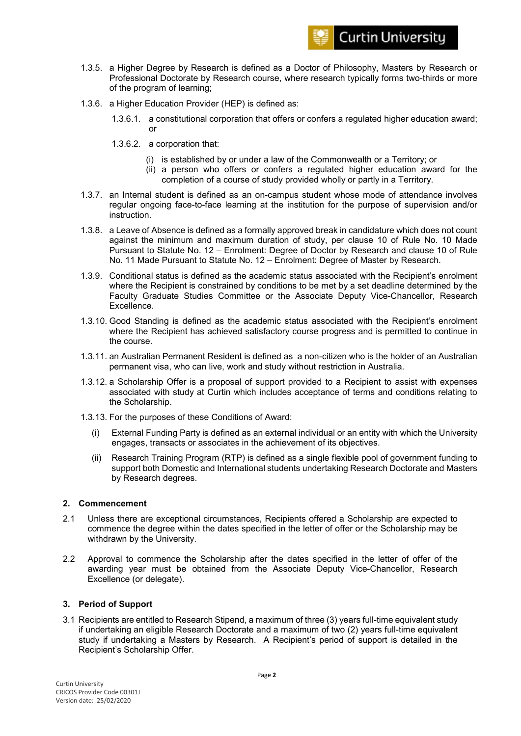1.3.5. a Higher Degree by Research is defined as a Doctor of Philosophy, Masters by Research or Professional Doctorate by Research course, where research typically forms two-thirds or more of the program of learning;

1.3.6. a Higher Education Provider (HEP) is defined as:

1.3.6.1. a constitutional corporation that offers or confers a regulated higher education award; or

1.3.6.2. a corporation that:

(i) is established by or under a law of the Commonwealth or a Territory; or
(ii) a person who offers or confers a regulated higher education award for the completion of a course of study provided wholly or partly in a Territory.

1.3.7. an Internal student is defined as an on-campus student whose mode of attendance involves regular ongoing face-to-face learning at the institution for the purpose of supervision and/or instruction.

1.3.8. a Leave of Absence is defined as a formally approved break in candidature which does not count against the minimum and maximum duration of study, per clause 10 of Rule No. 10 Made Pursuant to Statute No. 12 – Enrolment: Degree of Doctor by Research and clause 10 of Rule No. 11 Made Pursuant to Statute No. 12 – Enrolment: Degree of Master by Research.

1.3.9. Conditional status is defined as the academic status associated with the Recipient's enrolment where the Recipient is constrained by conditions to be met by a set deadline determined by the Faculty Graduate Studies Committee or the Associate Deputy Vice-Chancellor, Research Excellence.

1.3.10. Good Standing is defined as the academic status associated with the Recipient's enrolment where the Recipient has achieved satisfactory course progress and is permitted to continue in the course.

1.3.11. an Australian Permanent Resident is defined as a non-citizen who is the holder of an Australian permanent visa, who can live, work and study without restriction in Australia.

1.3.12. a Scholarship Offer is a proposal of support provided to a Recipient to assist with expenses associated with study at Curtin which includes acceptance of terms and conditions relating to the Scholarship.

1.3.13. For the purposes of these Conditions of Award:

(i) External Funding Party is defined as an external individual or an entity with which the University engages, transacts or associates in the achievement of its objectives.

(ii) Research Training Program (RTP) is defined as a single flexible pool of government funding to support both Domestic and International students undertaking Research Doctorate and Masters by Research degrees.

## 2. Commencement

2.1 Unless there are exceptional circumstances, Recipients offered a Scholarship are expected to commence the degree within the dates specified in the letter of offer or the Scholarship may be withdrawn by the University.

2.2 Approval to commence the Scholarship after the dates specified in the letter of offer of the awarding year must be obtained from the Associate Deputy Vice-Chancellor, Research Excellence (or delegate).

## 3. Period of Support

3.1 Recipients are entitled to Research Stipend, a maximum of three (3) years full-time equivalent study if undertaking an eligible Research Doctorate and a maximum of two (2) years full-time equivalent study if undertaking a Masters by Research. A Recipient's period of support is detailed in the Recipient's Scholarship Offer.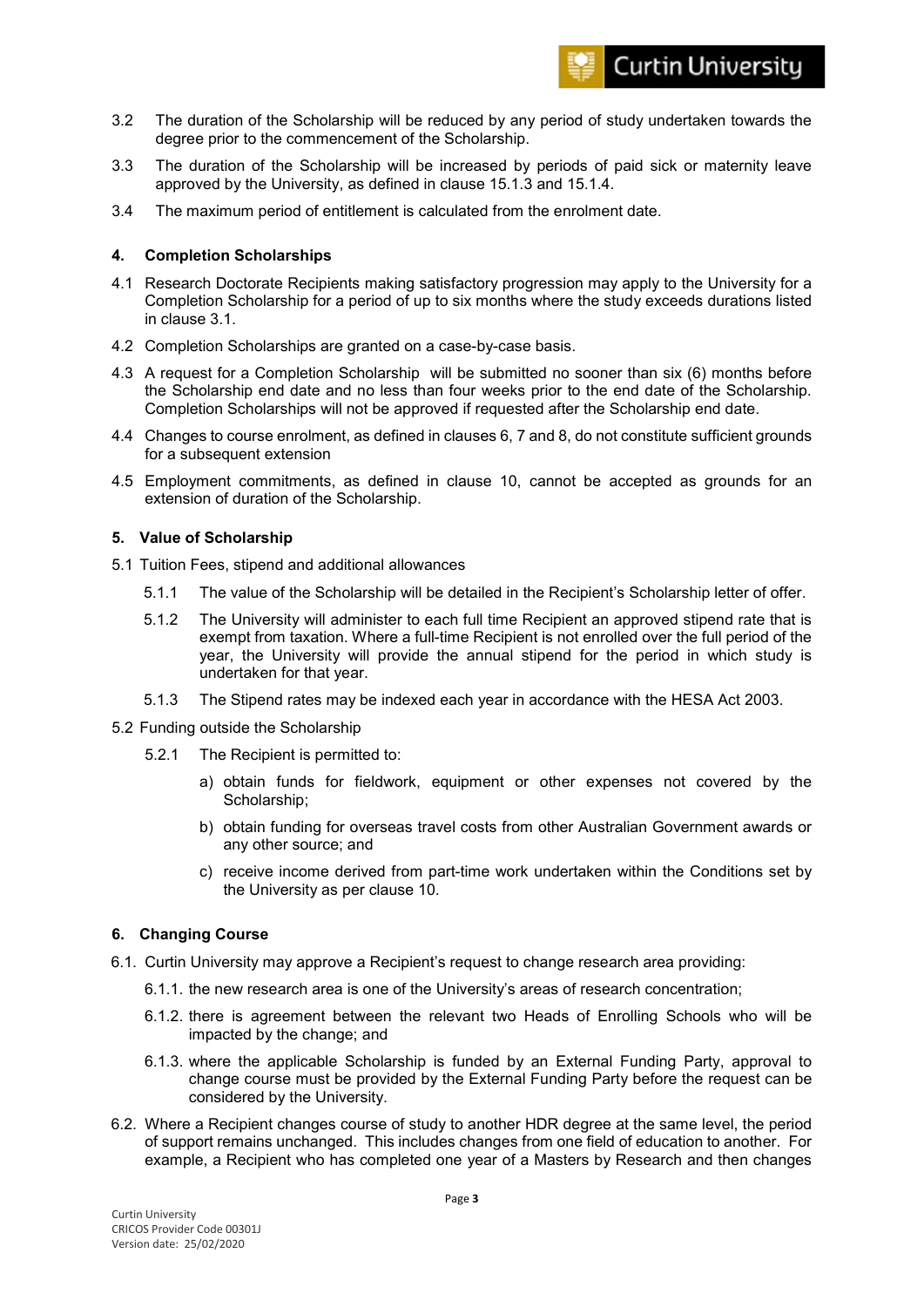3.2 The duration of the Scholarship will be reduced by any period of study undertaken towards the degree prior to the commencement of the Scholarship.

3.3 The duration of the Scholarship will be increased by periods of paid sick or maternity leave approved by the University, as defined in clause 15.1.3 and 15.1.4.

3.4 The maximum period of entitlement is calculated from the enrolment date.

## 4. Completion Scholarships

4.1 Research Doctorate Recipients making satisfactory progression may apply to the University for a Completion Scholarship for a period of up to six months where the study exceeds durations listed in clause 3.1.

4.2 Completion Scholarships are granted on a case-by-case basis.

4.3 A request for a Completion Scholarship will be submitted no sooner than six (6) months before the Scholarship end date and no less than four weeks prior to the end date of the Scholarship. Completion Scholarships will not be approved if requested after the Scholarship end date.

4.4 Changes to course enrolment, as defined in clauses 6, 7 and 8, do not constitute sufficient grounds for a subsequent extension

4.5 Employment commitments, as defined in clause 10, cannot be accepted as grounds for an extension of duration of the Scholarship.

## 5. Value of Scholarship

5.1 Tuition Fees, stipend and additional allowances

5.1.1 The value of the Scholarship will be detailed in the Recipient's Scholarship letter of offer.

5.1.2 The University will administer to each full time Recipient an approved stipend rate that is exempt from taxation. Where a full-time Recipient is not enrolled over the full period of the year, the University will provide the annual stipend for the period in which study is undertaken for that year.

5.1.3 The Stipend rates may be indexed each year in accordance with the HESA Act 2003.

5.2 Funding outside the Scholarship

5.2.1 The Recipient is permitted to:

a) obtain funds for fieldwork, equipment or other expenses not covered by the Scholarship;

b) obtain funding for overseas travel costs from other Australian Government awards or any other source; and

c) receive income derived from part-time work undertaken within the Conditions set by the University as per clause 10.

## 6. Changing Course

6.1. Curtin University may approve a Recipient's request to change research area providing:

6.1.1. the new research area is one of the University's areas of research concentration;

6.1.2. there is agreement between the relevant two Heads of Enrolling Schools who will be impacted by the change; and

6.1.3. where the applicable Scholarship is funded by an External Funding Party, approval to change course must be provided by the External Funding Party before the request can be considered by the University.

6.2. Where a Recipient changes course of study to another HDR degree at the same level, the period of support remains unchanged. This includes changes from one field of education to another. For example, a Recipient who has completed one year of a Masters by Research and then changes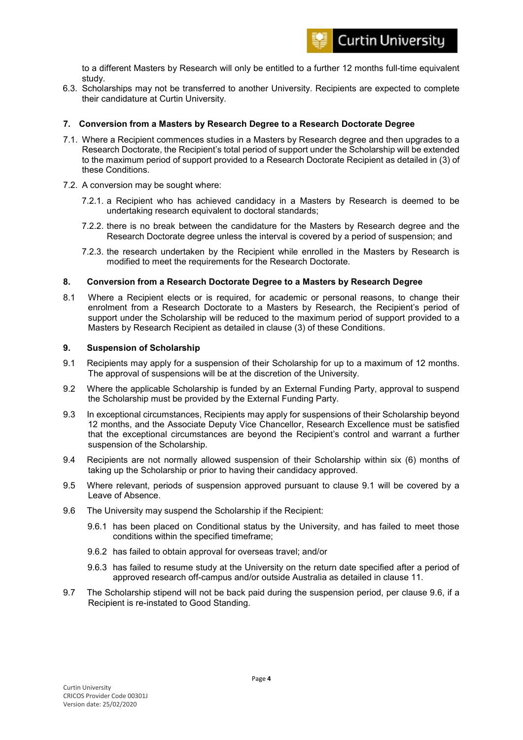to a different Masters by Research will only be entitled to a further 12 months full-time equivalent study.

6.3. Scholarships may not be transferred to another University. Recipients are expected to complete their candidature at Curtin University.

## 7. Conversion from a Masters by Research Degree to a Research Doctorate Degree

7.1. Where a Recipient commences studies in a Masters by Research degree and then upgrades to a Research Doctorate, the Recipient's total period of support under the Scholarship will be extended to the maximum period of support provided to a Research Doctorate Recipient as detailed in (3) of these Conditions.

7.2. A conversion may be sought where:

7.2.1. a Recipient who has achieved candidacy in a Masters by Research is deemed to be undertaking research equivalent to doctoral standards;

7.2.2. there is no break between the candidature for the Masters by Research degree and the Research Doctorate degree unless the interval is covered by a period of suspension; and

7.2.3. the research undertaken by the Recipient while enrolled in the Masters by Research is modified to meet the requirements for the Research Doctorate.

## 8. Conversion from a Research Doctorate Degree to a Masters by Research Degree

8.1 Where a Recipient elects or is required, for academic or personal reasons, to change their enrolment from a Research Doctorate to a Masters by Research, the Recipient's period of support under the Scholarship will be reduced to the maximum period of support provided to a Masters by Research Recipient as detailed in clause (3) of these Conditions.

## 9. Suspension of Scholarship

9.1 Recipients may apply for a suspension of their Scholarship for up to a maximum of 12 months. The approval of suspensions will be at the discretion of the University.

9.2 Where the applicable Scholarship is funded by an External Funding Party, approval to suspend the Scholarship must be provided by the External Funding Party.

9.3 In exceptional circumstances, Recipients may apply for suspensions of their Scholarship beyond 12 months, and the Associate Deputy Vice Chancellor, Research Excellence must be satisfied that the exceptional circumstances are beyond the Recipient's control and warrant a further suspension of the Scholarship.

9.4 Recipients are not normally allowed suspension of their Scholarship within six (6) months of taking up the Scholarship or prior to having their candidacy approved.

9.5 Where relevant, periods of suspension approved pursuant to clause 9.1 will be covered by a Leave of Absence.

9.6 The University may suspend the Scholarship if the Recipient:

9.6.1 has been placed on Conditional status by the University, and has failed to meet those conditions within the specified timeframe;

9.6.2 has failed to obtain approval for overseas travel; and/or

9.6.3 has failed to resume study at the University on the return date specified after a period of approved research off-campus and/or outside Australia as detailed in clause 11.

9.7 The Scholarship stipend will not be back paid during the suspension period, per clause 9.6, if a Recipient is re-instated to Good Standing.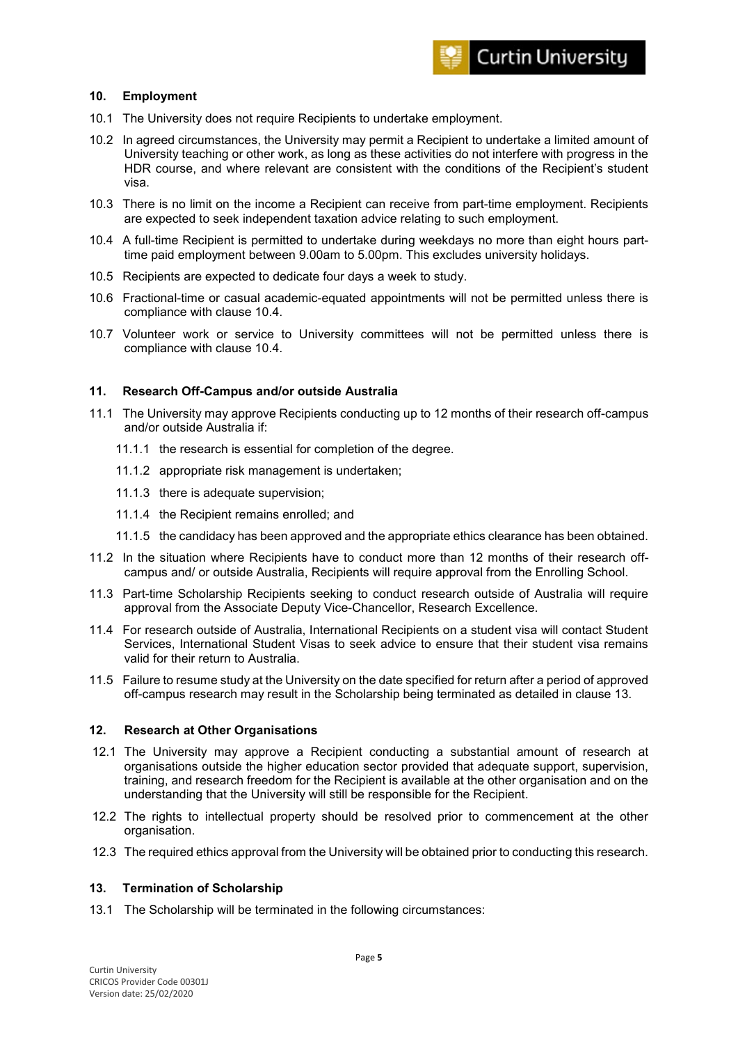## 10. Employment

10.1 The University does not require Recipients to undertake employment.

10.2 In agreed circumstances, the University may permit a Recipient to undertake a limited amount of University teaching or other work, as long as these activities do not interfere with progress in the HDR course, and where relevant are consistent with the conditions of the Recipient's student visa.

10.3 There is no limit on the income a Recipient can receive from part-time employment. Recipients are expected to seek independent taxation advice relating to such employment.

10.4 A full-time Recipient is permitted to undertake during weekdays no more than eight hours part-time paid employment between 9.00am to 5.00pm. This excludes university holidays.

10.5 Recipients are expected to dedicate four days a week to study.

10.6 Fractional-time or casual academic-equated appointments will not be permitted unless there is compliance with clause 10.4.

10.7 Volunteer work or service to University committees will not be permitted unless there is compliance with clause 10.4.

## 11. Research Off-Campus and/or outside Australia

11.1 The University may approve Recipients conducting up to 12 months of their research off-campus and/or outside Australia if:

- 11.1.1 the research is essential for completion of the degree.
- 11.1.2 appropriate risk management is undertaken;
- 11.1.3 there is adequate supervision;
- 11.1.4 the Recipient remains enrolled; and
- 11.1.5 the candidacy has been approved and the appropriate ethics clearance has been obtained.

11.2 In the situation where Recipients have to conduct more than 12 months of their research off-campus and/ or outside Australia, Recipients will require approval from the Enrolling School.

11.3 Part-time Scholarship Recipients seeking to conduct research outside of Australia will require approval from the Associate Deputy Vice-Chancellor, Research Excellence.

11.4 For research outside of Australia, International Recipients on a student visa will contact Student Services, International Student Visas to seek advice to ensure that their student visa remains valid for their return to Australia.

11.5 Failure to resume study at the University on the date specified for return after a period of approved off-campus research may result in the Scholarship being terminated as detailed in clause 13.

## 12. Research at Other Organisations

12.1 The University may approve a Recipient conducting a substantial amount of research at organisations outside the higher education sector provided that adequate support, supervision, training, and research freedom for the Recipient is available at the other organisation and on the understanding that the University will still be responsible for the Recipient.

12.2 The rights to intellectual property should be resolved prior to commencement at the other organisation.

12.3 The required ethics approval from the University will be obtained prior to conducting this research.

## 13. Termination of Scholarship

13.1 The Scholarship will be terminated in the following circumstances: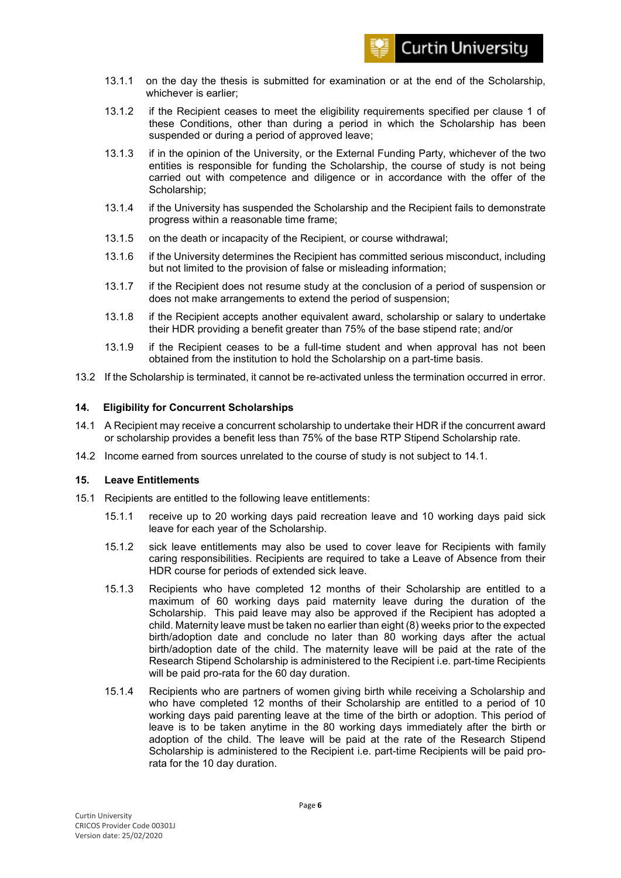13.1.1 on the day the thesis is submitted for examination or at the end of the Scholarship, whichever is earlier;

13.1.2 if the Recipient ceases to meet the eligibility requirements specified per clause 1 of these Conditions, other than during a period in which the Scholarship has been suspended or during a period of approved leave;

13.1.3 if in the opinion of the University, or the External Funding Party, whichever of the two entities is responsible for funding the Scholarship, the course of study is not being carried out with competence and diligence or in accordance with the offer of the Scholarship;

13.1.4 if the University has suspended the Scholarship and the Recipient fails to demonstrate progress within a reasonable time frame;

13.1.5 on the death or incapacity of the Recipient, or course withdrawal;

13.1.6 if the University determines the Recipient has committed serious misconduct, including but not limited to the provision of false or misleading information;

13.1.7 if the Recipient does not resume study at the conclusion of a period of suspension or does not make arrangements to extend the period of suspension;

13.1.8 if the Recipient accepts another equivalent award, scholarship or salary to undertake their HDR providing a benefit greater than 75% of the base stipend rate; and/or

13.1.9 if the Recipient ceases to be a full-time student and when approval has not been obtained from the institution to hold the Scholarship on a part-time basis.

13.2 If the Scholarship is terminated, it cannot be re-activated unless the termination occurred in error.

## 14. Eligibility for Concurrent Scholarships

14.1 A Recipient may receive a concurrent scholarship to undertake their HDR if the concurrent award or scholarship provides a benefit less than 75% of the base RTP Stipend Scholarship rate.

14.2 Income earned from sources unrelated to the course of study is not subject to 14.1.

## 15. Leave Entitlements

15.1 Recipients are entitled to the following leave entitlements:

15.1.1 receive up to 20 working days paid recreation leave and 10 working days paid sick leave for each year of the Scholarship.

15.1.2 sick leave entitlements may also be used to cover leave for Recipients with family caring responsibilities. Recipients are required to take a Leave of Absence from their HDR course for periods of extended sick leave.

15.1.3 Recipients who have completed 12 months of their Scholarship are entitled to a maximum of 60 working days paid maternity leave during the duration of the Scholarship. This paid leave may also be approved if the Recipient has adopted a child. Maternity leave must be taken no earlier than eight (8) weeks prior to the expected birth/adoption date and conclude no later than 80 working days after the actual birth/adoption date of the child. The maternity leave will be paid at the rate of the Research Stipend Scholarship is administered to the Recipient i.e. part-time Recipients will be paid pro-rata for the 60 day duration.

15.1.4 Recipients who are partners of women giving birth while receiving a Scholarship and who have completed 12 months of their Scholarship are entitled to a period of 10 working days paid parenting leave at the time of the birth or adoption. This period of leave is to be taken anytime in the 80 working days immediately after the birth or adoption of the child. The leave will be paid at the rate of the Research Stipend Scholarship is administered to the Recipient i.e. part-time Recipients will be paid pro-rata for the 10 day duration.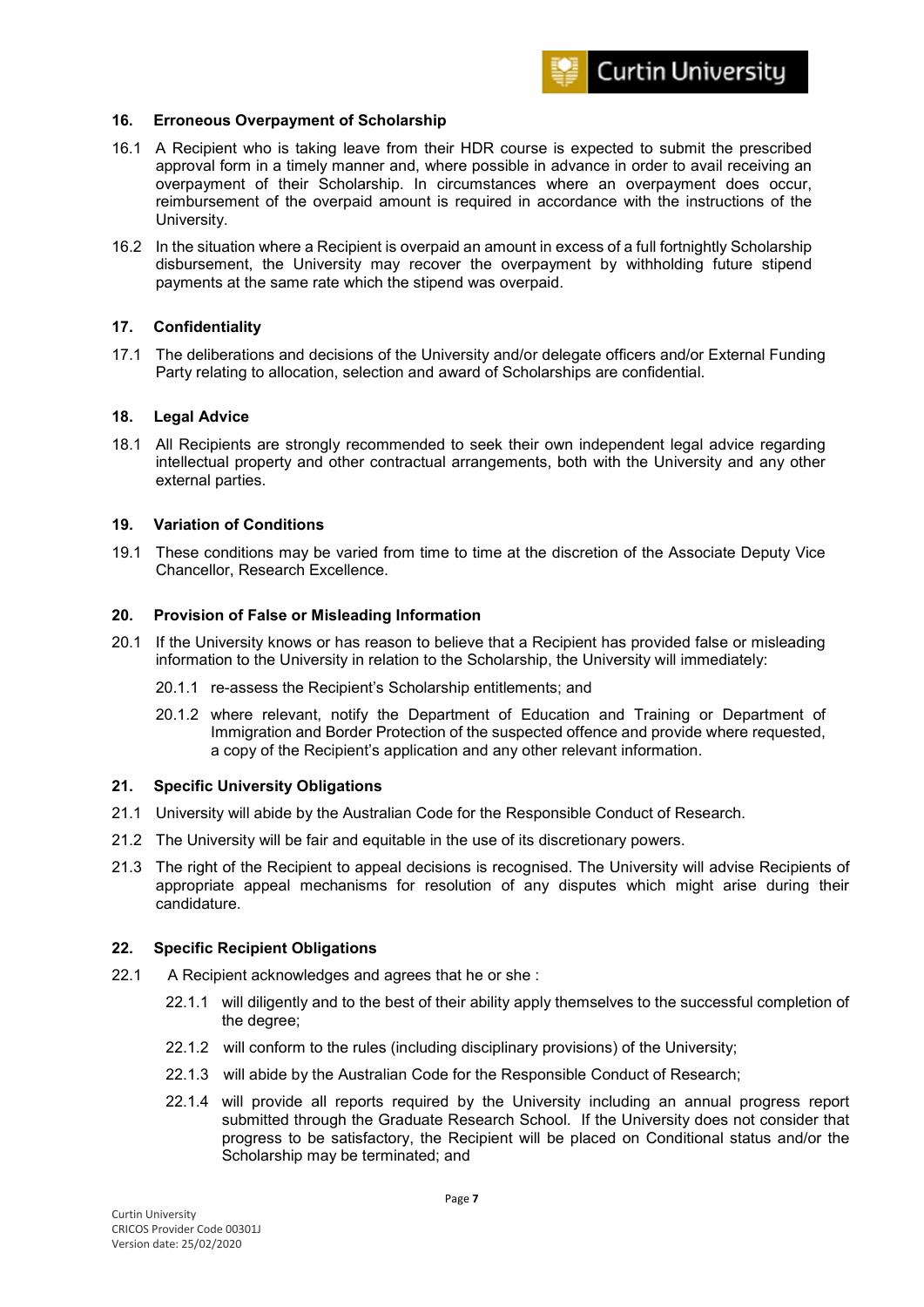## 16. Erroneous Overpayment of Scholarship

16.1 A Recipient who is taking leave from their HDR course is expected to submit the prescribed approval form in a timely manner and, where possible in advance in order to avail receiving an overpayment of their Scholarship. In circumstances where an overpayment does occur, reimbursement of the overpaid amount is required in accordance with the instructions of the University.

16.2 In the situation where a Recipient is overpaid an amount in excess of a full fortnightly Scholarship disbursement, the University may recover the overpayment by withholding future stipend payments at the same rate which the stipend was overpaid.

## 17. Confidentiality

17.1 The deliberations and decisions of the University and/or delegate officers and/or External Funding Party relating to allocation, selection and award of Scholarships are confidential.

## 18. Legal Advice

18.1 All Recipients are strongly recommended to seek their own independent legal advice regarding intellectual property and other contractual arrangements, both with the University and any other external parties.

## 19. Variation of Conditions

19.1 These conditions may be varied from time to time at the discretion of the Associate Deputy Vice Chancellor, Research Excellence.

## 20. Provision of False or Misleading Information

20.1 If the University knows or has reason to believe that a Recipient has provided false or misleading information to the University in relation to the Scholarship, the University will immediately:

- 20.1.1 re-assess the Recipient's Scholarship entitlements; and
- 20.1.2 where relevant, notify the Department of Education and Training or Department of Immigration and Border Protection of the suspected offence and provide where requested, a copy of the Recipient's application and any other relevant information.

## 21. Specific University Obligations

21.1 University will abide by the Australian Code for the Responsible Conduct of Research.

21.2 The University will be fair and equitable in the use of its discretionary powers.

21.3 The right of the Recipient to appeal decisions is recognised. The University will advise Recipients of appropriate appeal mechanisms for resolution of any disputes which might arise during their candidature.

## 22. Specific Recipient Obligations

22.1 A Recipient acknowledges and agrees that he or she :

- 22.1.1 will diligently and to the best of their ability apply themselves to the successful completion of the degree;
- 22.1.2 will conform to the rules (including disciplinary provisions) of the University;
- 22.1.3 will abide by the Australian Code for the Responsible Conduct of Research;
- 22.1.4 will provide all reports required by the University including an annual progress report submitted through the Graduate Research School. If the University does not consider that progress to be satisfactory, the Recipient will be placed on Conditional status and/or the Scholarship may be terminated; and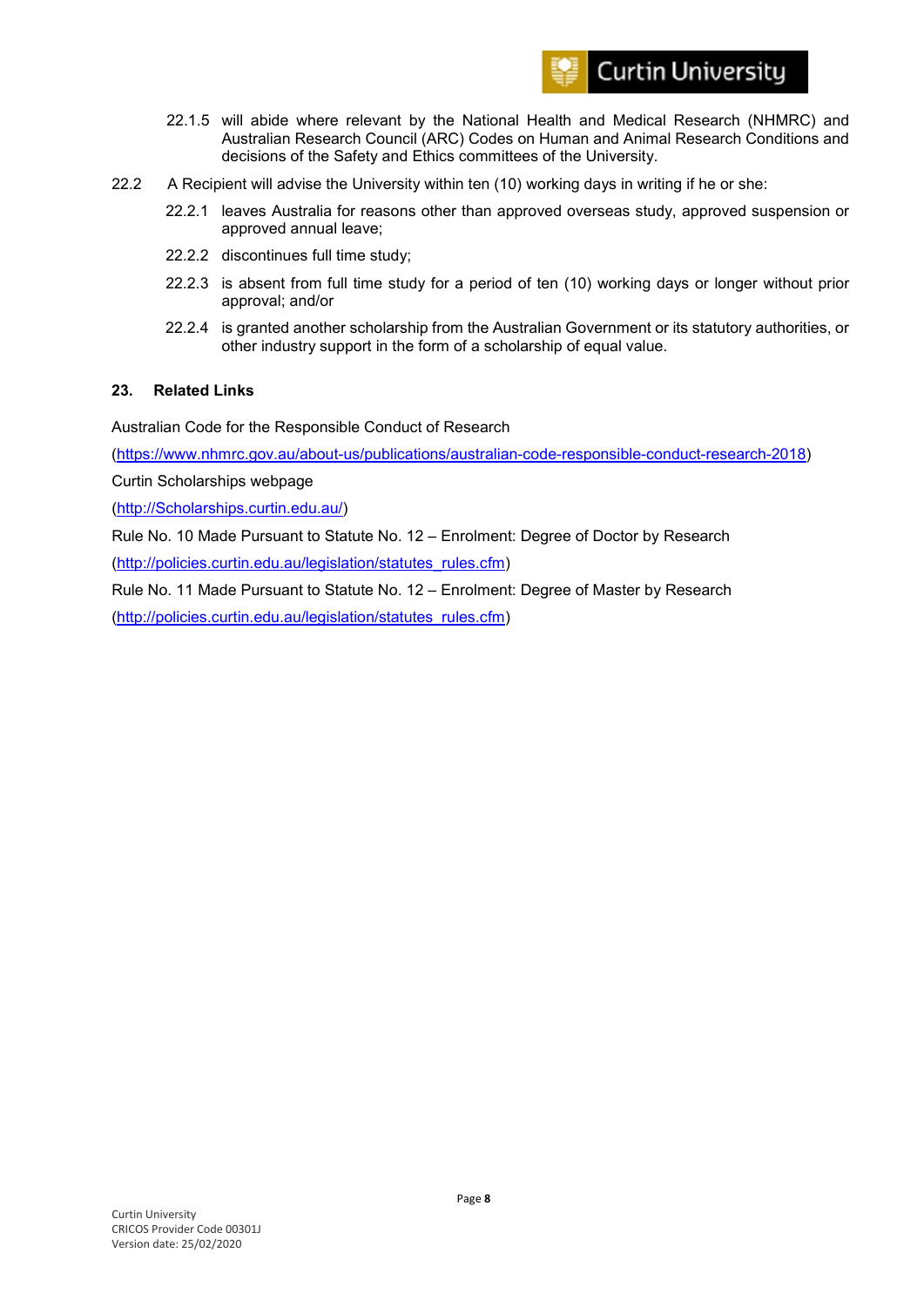22.1.5 will abide where relevant by the National Health and Medical Research (NHMRC) and Australian Research Council (ARC) Codes on Human and Animal Research Conditions and decisions of the Safety and Ethics committees of the University.

22.2 A Recipient will advise the University within ten (10) working days in writing if he or she:

22.2.1 leaves Australia for reasons other than approved overseas study, approved suspension or approved annual leave;

22.2.2 discontinues full time study;

22.2.3 is absent from full time study for a period of ten (10) working days or longer without prior approval; and/or

22.2.4 is granted another scholarship from the Australian Government or its statutory authorities, or other industry support in the form of a scholarship of equal value.

## 23. Related Links

Australian Code for the Responsible Conduct of Research

(https://www.nhmrc.gov.au/about-us/publications/australian-code-responsible-conduct-research-2018)

Curtin Scholarships webpage

(http://Scholarships.curtin.edu.au/)

Rule No. 10 Made Pursuant to Statute No. 12 – Enrolment: Degree of Doctor by Research

(http://policies.curtin.edu.au/legislation/statutes_rules.cfm)

Rule No. 11 Made Pursuant to Statute No. 12 – Enrolment: Degree of Master by Research

(http://policies.curtin.edu.au/legislation/statutes_rules.cfm)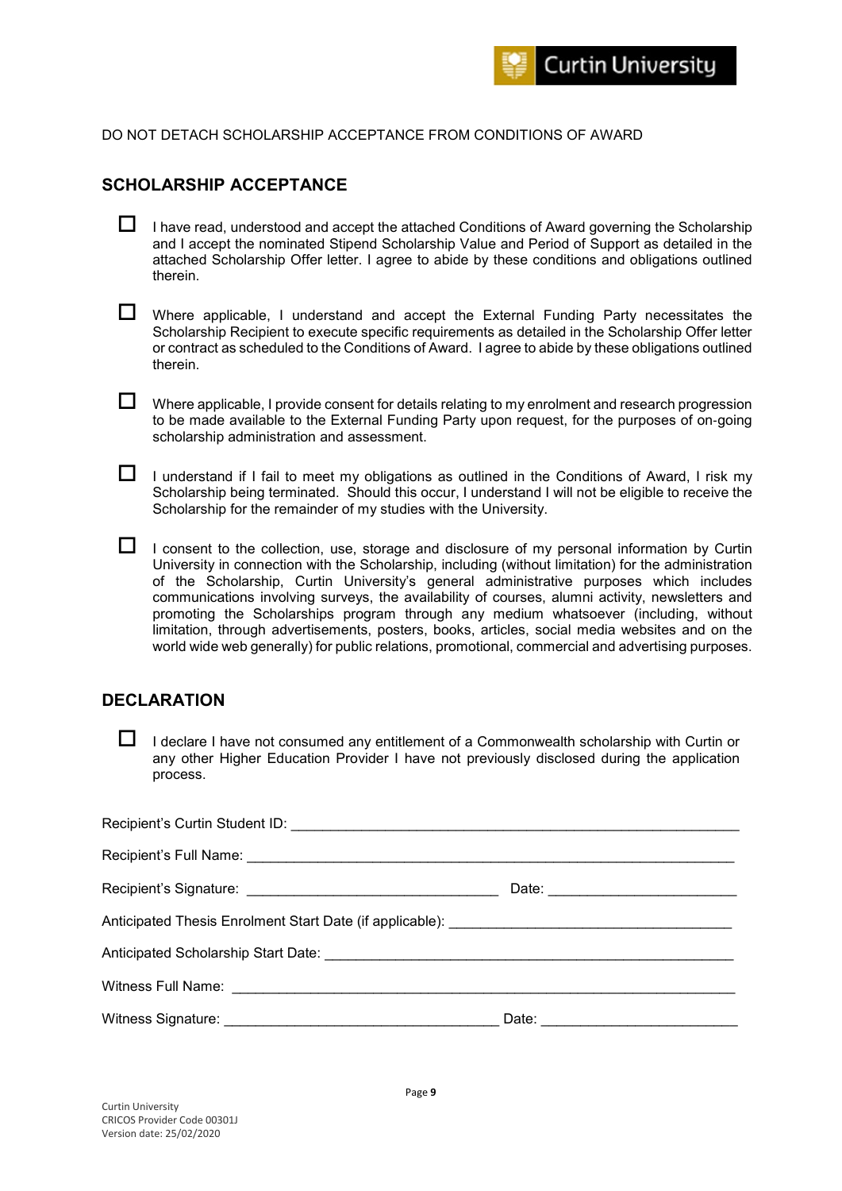DO NOT DETACH SCHOLARSHIP ACCEPTANCE FROM CONDITIONS OF AWARD

## SCHOLARSHIP ACCEPTANCE

- ☐ I have read, understood and accept the attached Conditions of Award governing the Scholarship and I accept the nominated Stipend Scholarship Value and Period of Support as detailed in the attached Scholarship Offer letter. I agree to abide by these conditions and obligations outlined therein.

- ☐ Where applicable, I understand and accept the External Funding Party necessitates the Scholarship Recipient to execute specific requirements as detailed in the Scholarship Offer letter or contract as scheduled to the Conditions of Award. I agree to abide by these obligations outlined therein.

- ☐ Where applicable, I provide consent for details relating to my enrolment and research progression to be made available to the External Funding Party upon request, for the purposes of on-going scholarship administration and assessment.

- ☐ I understand if I fail to meet my obligations as outlined in the Conditions of Award, I risk my Scholarship being terminated. Should this occur, I understand I will not be eligible to receive the Scholarship for the remainder of my studies with the University.

- ☐ I consent to the collection, use, storage and disclosure of my personal information by Curtin University in connection with the Scholarship, including (without limitation) for the administration of the Scholarship, Curtin University's general administrative purposes which includes communications involving surveys, the availability of courses, alumni activity, newsletters and promoting the Scholarships program through any medium whatsoever (including, without limitation, through advertisements, posters, books, articles, social media websites and on the world wide web generally) for public relations, promotional, commercial and advertising purposes.

## DECLARATION

- ☐ I declare I have not consumed any entitlement of a Commonwealth scholarship with Curtin or any other Higher Education Provider I have not previously disclosed during the application process.

Recipient's Curtin Student ID: ____________________________________________

Recipient's Full Name: ____________________________________________

Recipient's Signature: ______________________________ Date: ______________________

Anticipated Thesis Enrolment Start Date (if applicable): ______________________________

Anticipated Scholarship Start Date: ____________________________________________

Witness Full Name: ____________________________________________

Witness Signature: ______________________________ Date: ______________________

Curtin University
CRICOS Provider Code 00301J
Version date: 25/02/2020